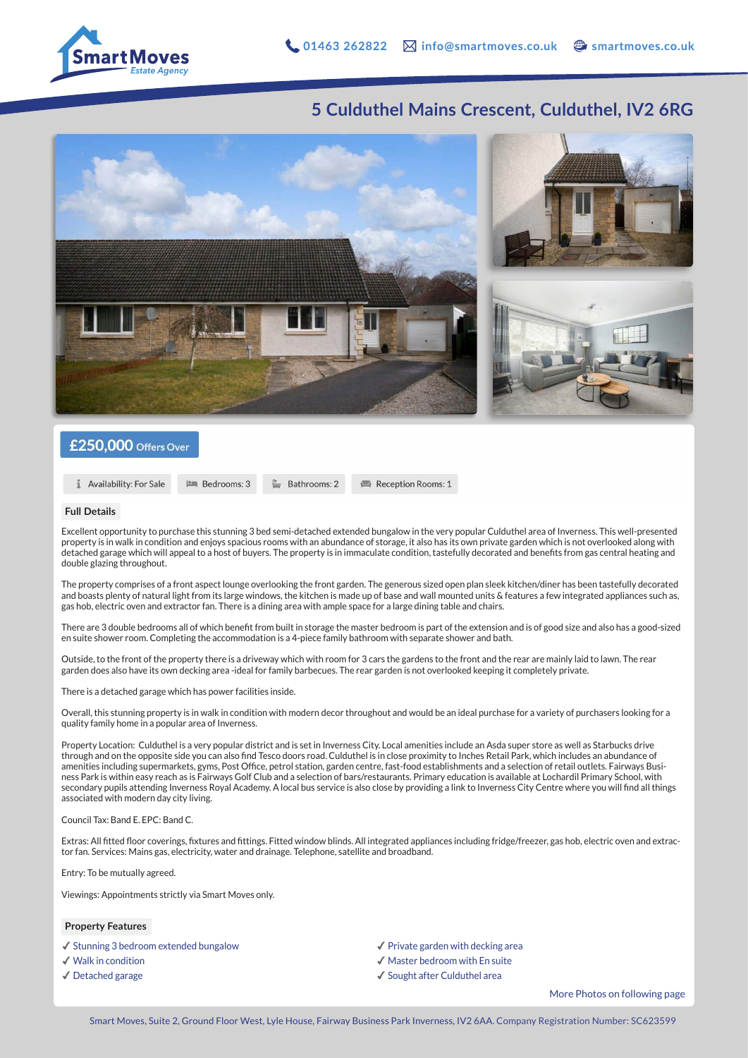SmartMoves Estate Agency

01463 262822 | info@smartmoves.co.uk | smartmoves.co.uk

# 5 Culduthel Mains Crescent, Culduthel, IV2 6RG

## £250,000 Offers Over

Availability: For Sale | Bedrooms: 3 | Bathrooms: 2 | Reception Rooms: 1

### Full Details

Excellent opportunity to purchase this stunning 3 bed semi-detached extended bungalow in the very popular Culduthel area of Inverness. This well-presented property is in walk in condition and enjoys spacious rooms with an abundance of storage, it also has its own private garden which is not overlooked along with detached garage which will appeal to a host of buyers. The property is in immaculate condition, tastefully decorated and benefits from gas central heating and double glazing throughout.

The property comprises of a front aspect lounge overlooking the front garden. The generous sized open plan sleek kitchen/diner has been tastefully decorated and boasts plenty of natural light from its large windows, the kitchen is made up of base and wall mounted units & features a few integrated appliances such as, gas hob, electric oven and extractor fan. There is a dining area with ample space for a large dining table and chairs.

There are 3 double bedrooms all of which benefit from built in storage the master bedroom is part of the extension and is of good size and also has a good-sized en suite shower room. Completing the accommodation is a 4-piece family bathroom with separate shower and bath.

Outside, to the front of the property there is a driveway which with room for 3 cars the gardens to the front and the rear are mainly laid to lawn. The rear garden does also have its own decking area -ideal for family barbecues. The rear garden is not overlooked keeping it completely private.

There is a detached garage which has power facilities inside.

Overall, this stunning property is in walk in condition with modern decor throughout and would be an ideal purchase for a variety of purchasers looking for a quality family home in a popular area of Inverness.

Property Location: Culduthel is a very popular district and is set in Inverness City. Local amenities include an Asda super store as well as Starbucks drive through and on the opposite side you can also find Tesco doors road. Culduthel is in close proximity to Inches Retail Park, which includes an abundance of amenities including supermarkets, gyms, Post Office, petrol station, garden centre, fast-food establishments and a selection of retail outlets. Fairways Business Park is within easy reach as is Fairways Golf Club and a selection of bars/restaurants. Primary education is available at Lochardil Primary School, with secondary pupils attending Inverness Royal Academy. A local bus service is also close by providing a link to Inverness City Centre where you will find all things associated with modern day city living.

Council Tax: Band E. EPC: Band C.

Extras: All fitted floor coverings, fixtures and fittings. Fitted window blinds. All integrated appliances including fridge/freezer, gas hob, electric oven and extractor fan. Services: Mains gas, electricity, water and drainage. Telephone, satellite and broadband.

Entry: To be mutually agreed.

Viewings: Appointments strictly via Smart Moves only.

### Property Features

- ✓ Stunning 3 bedroom extended bungalow
- ✓ Walk in condition
- ✓ Detached garage
- ✓ Private garden with decking area
- ✓ Master bedroom with En suite
- ✓ Sought after Culduthel area

More Photos on following page

Smart Moves, Suite 2, Ground Floor West, Lyle House, Fairway Business Park Inverness, IV2 6AA. Company Registration Number: SC623599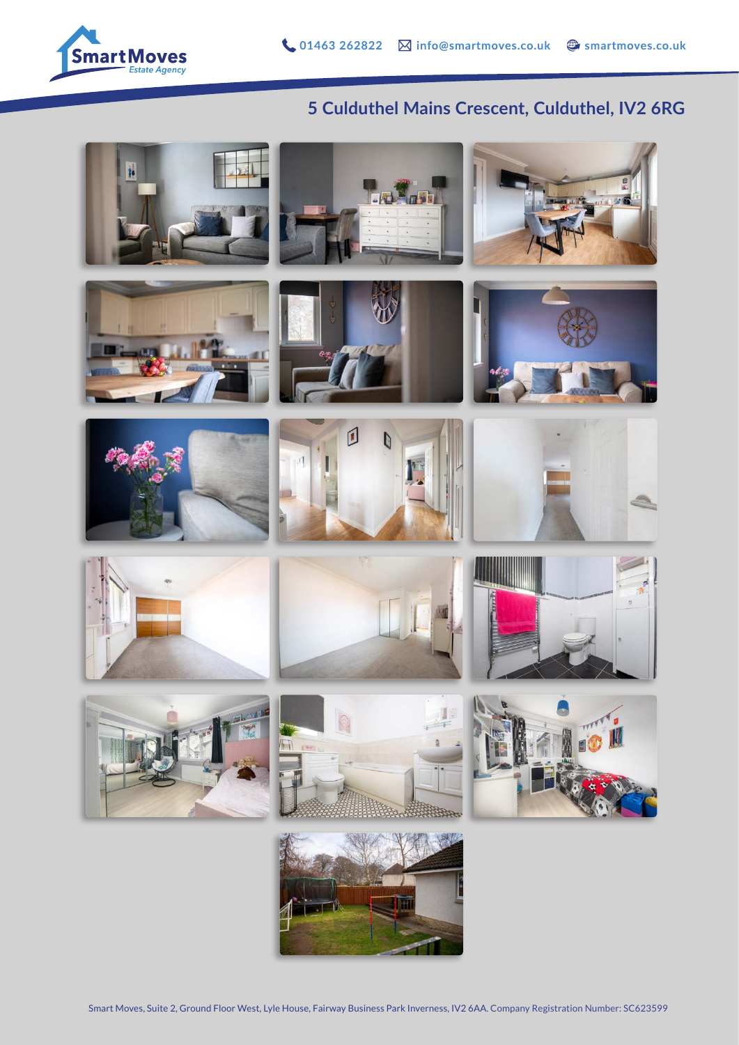Smart Moves Estate Agency

01463 262822 info@smartmoves.co.uk smartmoves.co.uk

## 5 Culduthel Mains Crescent, Culduthel, IV2 6RG

Smart Moves, Suite 2, Ground Floor West, Lyle House, Fairway Business Park Inverness, IV2 6AA. Company Registration Number: SC623599